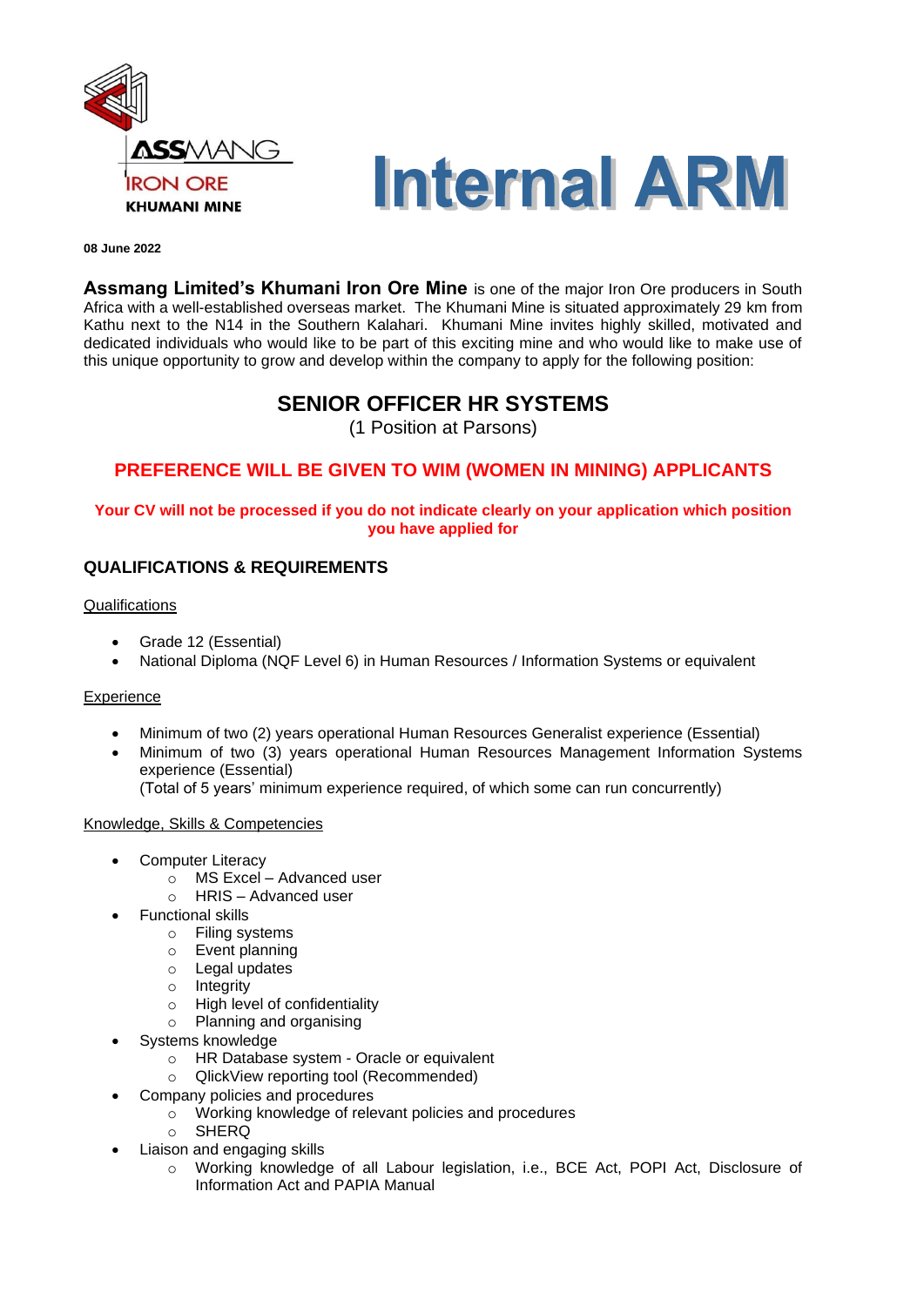ASSMANG
IRON ORE
KHUMANI MINE

# Internal ARM

**08 June 2022**

**Assmang Limited's Khumani Iron Ore Mine** is one of the major Iron Ore producers in South Africa with a well-established overseas market. The Khumani Mine is situated approximately 29 km from Kathu next to the N14 in the Southern Kalahari. Khumani Mine invites highly skilled, motivated and dedicated individuals who would like to be part of this exciting mine and who would like to make use of this unique opportunity to grow and develop within the company to apply for the following position:

## SENIOR OFFICER HR SYSTEMS

(1 Position at Parsons)

**PREFERENCE WILL BE GIVEN TO WIM (WOMEN IN MINING) APPLICANTS**

**Your CV will not be processed if you do not indicate clearly on your application which position you have applied for**

### QUALIFICATIONS & REQUIREMENTS

Qualifications

- Grade 12 (Essential)
- National Diploma (NQF Level 6) in Human Resources / Information Systems or equivalent

Experience

- Minimum of two (2) years operational Human Resources Generalist experience (Essential)
- Minimum of two (3) years operational Human Resources Management Information Systems experience (Essential)
  (Total of 5 years' minimum experience required, of which some can run concurrently)

Knowledge, Skills & Competencies

- Computer Literacy
  - MS Excel – Advanced user
  - HRIS – Advanced user
- Functional skills
  - Filing systems
  - Event planning
  - Legal updates
  - Integrity
  - High level of confidentiality
  - Planning and organising
- Systems knowledge
  - HR Database system - Oracle or equivalent
  - QlickView reporting tool (Recommended)
- Company policies and procedures
  - Working knowledge of relevant policies and procedures
  - SHERQ
- Liaison and engaging skills
  - Working knowledge of all Labour legislation, i.e., BCE Act, POPI Act, Disclosure of Information Act and PAPIA Manual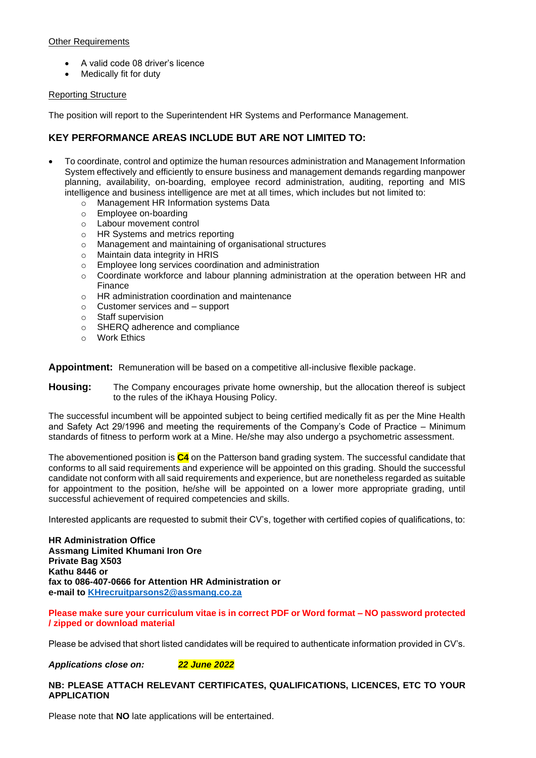Other Requirements

- A valid code 08 driver's licence
- Medically fit for duty

Reporting Structure

The position will report to the Superintendent HR Systems and Performance Management.

## KEY PERFORMANCE AREAS INCLUDE BUT ARE NOT LIMITED TO:

- To coordinate, control and optimize the human resources administration and Management Information System effectively and efficiently to ensure business and management demands regarding manpower planning, availability, on-boarding, employee record administration, auditing, reporting and MIS intelligence and business intelligence are met at all times, which includes but not limited to:
  - Management HR Information systems Data
  - Employee on-boarding
  - Labour movement control
  - HR Systems and metrics reporting
  - Management and maintaining of organisational structures
  - Maintain data integrity in HRIS
  - Employee long services coordination and administration
  - Coordinate workforce and labour planning administration at the operation between HR and Finance
  - HR administration coordination and maintenance
  - Customer services and – support
  - Staff supervision
  - SHERQ adherence and compliance
  - Work Ethics

**Appointment:** Remuneration will be based on a competitive all-inclusive flexible package.

**Housing:** The Company encourages private home ownership, but the allocation thereof is subject to the rules of the iKhaya Housing Policy.

The successful incumbent will be appointed subject to being certified medically fit as per the Mine Health and Safety Act 29/1996 and meeting the requirements of the Company's Code of Practice – Minimum standards of fitness to perform work at a Mine. He/she may also undergo a psychometric assessment.

The abovementioned position is **C4** on the Patterson band grading system. The successful candidate that conforms to all said requirements and experience will be appointed on this grading. Should the successful candidate not conform with all said requirements and experience, but are nonetheless regarded as suitable for appointment to the position, he/she will be appointed on a lower more appropriate grading, until successful achievement of required competencies and skills.

Interested applicants are requested to submit their CV's, together with certified copies of qualifications, to:

**HR Administration Office**
**Assmang Limited Khumani Iron Ore**
**Private Bag X503**
**Kathu 8446 or**
**fax to 086-407-0666 for Attention HR Administration or**
**e-mail to KHrecruitparsons2@assmang.co.za**

**Please make sure your curriculum vitae is in correct PDF or Word format – NO password protected / zipped or download material**

Please be advised that short listed candidates will be required to authenticate information provided in CV's.

***Applications close on:*** ***22 June 2022***

**NB: PLEASE ATTACH RELEVANT CERTIFICATES, QUALIFICATIONS, LICENCES, ETC TO YOUR APPLICATION**

Please note that **NO** late applications will be entertained.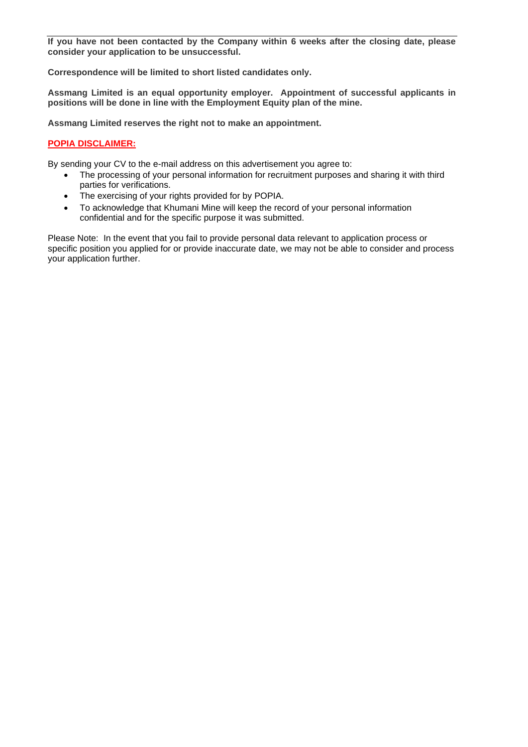**If you have not been contacted by the Company within 6 weeks after the closing date, please consider your application to be unsuccessful.**

**Correspondence will be limited to short listed candidates only.**

**Assmang Limited is an equal opportunity employer. Appointment of successful applicants in positions will be done in line with the Employment Equity plan of the mine.**

**Assmang Limited reserves the right not to make an appointment.**

**POPIA DISCLAIMER:**

By sending your CV to the e-mail address on this advertisement you agree to:

- The processing of your personal information for recruitment purposes and sharing it with third parties for verifications.
- The exercising of your rights provided for by POPIA.
- To acknowledge that Khumani Mine will keep the record of your personal information confidential and for the specific purpose it was submitted.

Please Note: In the event that you fail to provide personal data relevant to application process or specific position you applied for or provide inaccurate date, we may not be able to consider and process your application further.